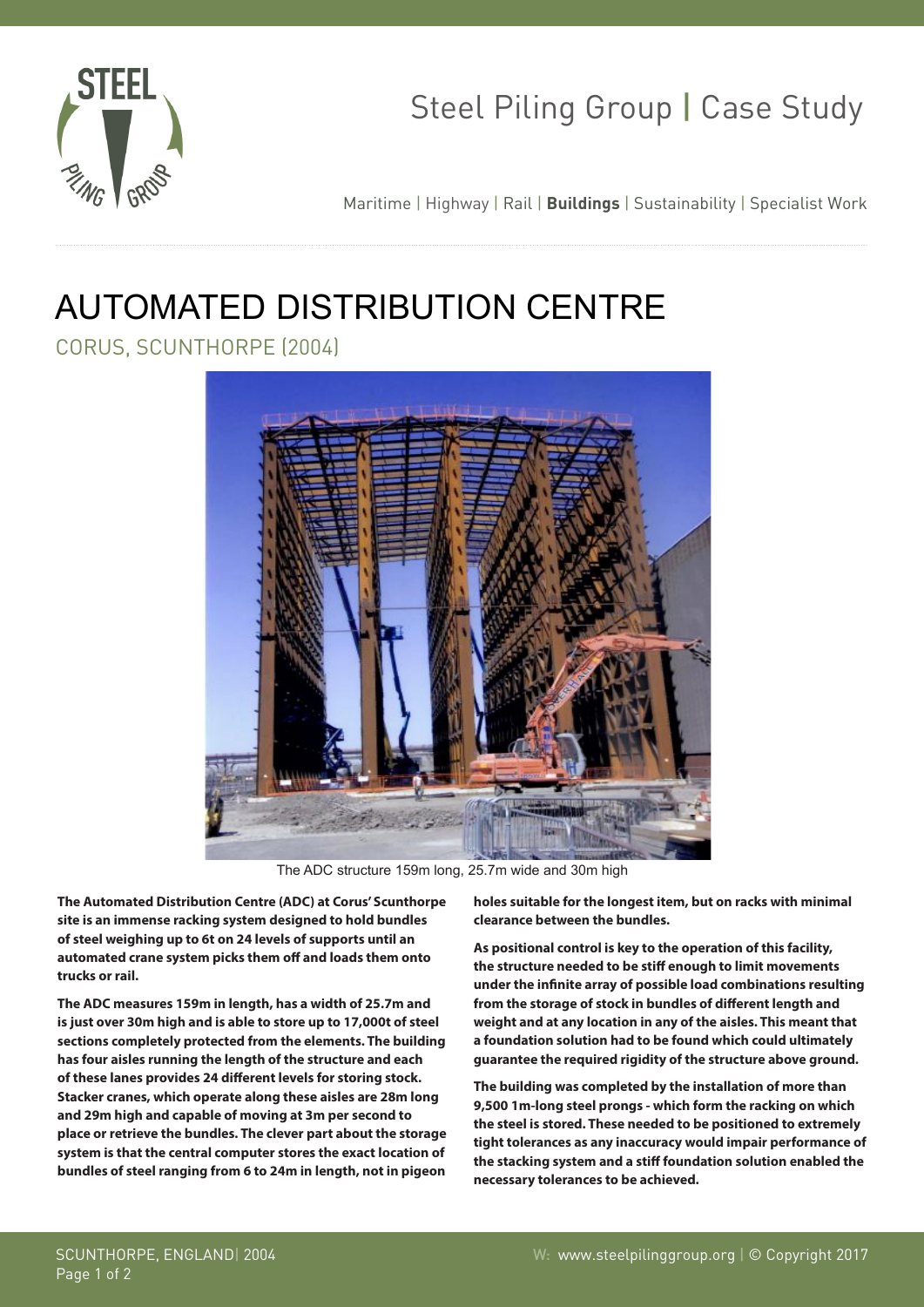# AUTOMATED DISTRIBUTION CENTRE

## CORUS, SCUNTHORPE (2004)

The ADC structure 159m long, 25.7m wide and 30m high

**The Automated Distribution Centre (ADC) at Corus' Scunthorpe site is an immense racking system designed to hold bundles of steel weighing up to 6t on 24 levels of supports until an automated crane system picks them off and loads them onto trucks or rail.**

**The ADC measures 159m in length, has a width of 25.7m and is just over 30m high and is able to store up to 17,000t of steel sections completely protected from the elements. The building has four aisles running the length of the structure and each of these lanes provides 24 different levels for storing stock. Stacker cranes, which operate along these aisles are 28m long and 29m high and capable of moving at 3m per second to place or retrieve the bundles. The clever part about the storage system is that the central computer stores the exact location of bundles of steel ranging from 6 to 24m in length, not in pigeon holes suitable for the longest item, but on racks with minimal clearance between the bundles.**

**As positional control is key to the operation of this facility, the structure needed to be stiff enough to limit movements under the infinite array of possible load combinations resulting from the storage of stock in bundles of different length and weight and at any location in any of the aisles. This meant that a foundation solution had to be found which could ultimately guarantee the required rigidity of the structure above ground.**

**The building was completed by the installation of more than 9,500 1m-long steel prongs - which form the racking on which the steel is stored. These needed to be positioned to extremely tight tolerances as any inaccuracy would impair performance of the stacking system and a stiff foundation solution enabled the necessary tolerances to be achieved.**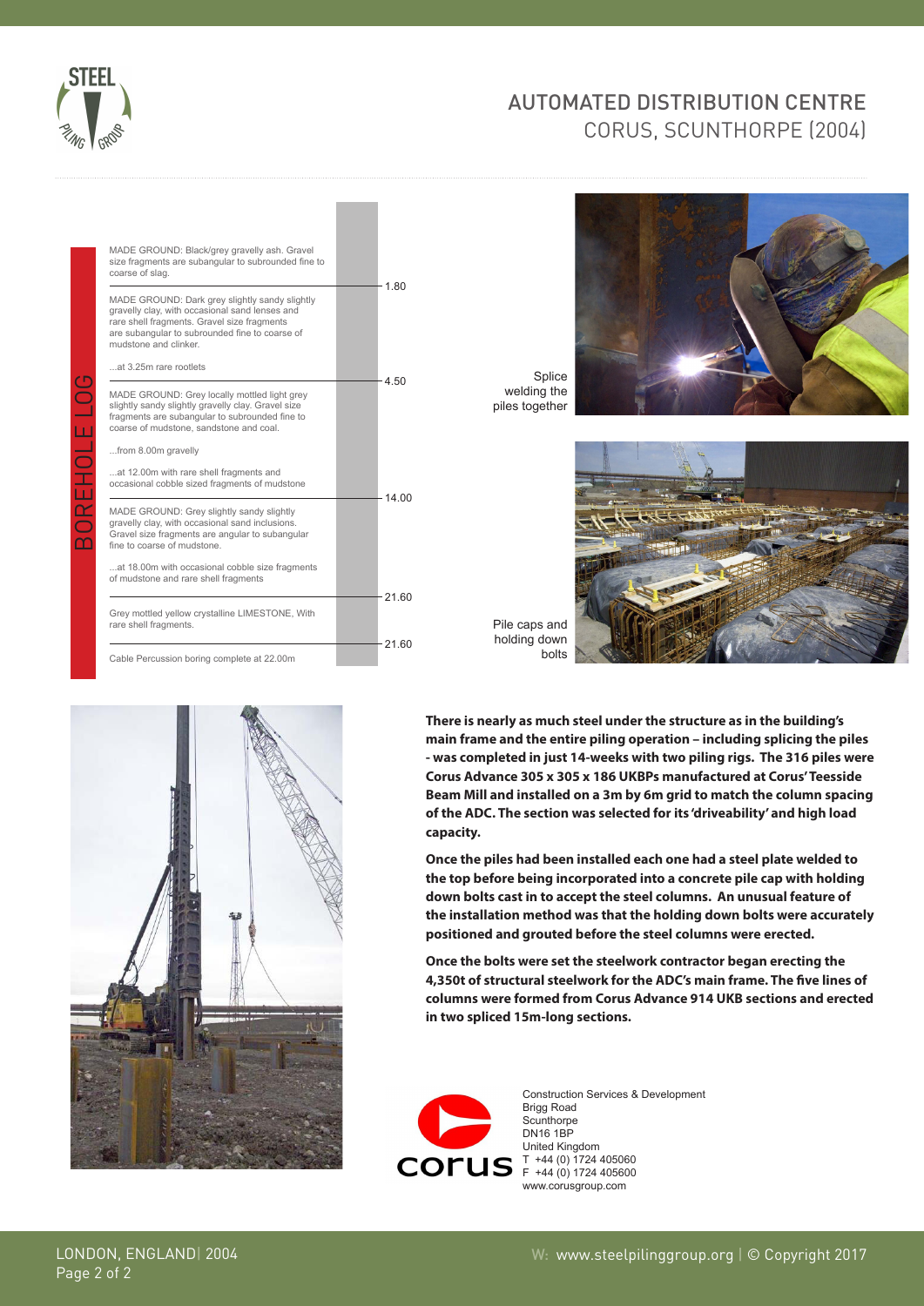# AUTOMATED DISTRIBUTION CENTRE

## CORUS, SCUNTHORPE (2004)

### BOREHOLE LOG

| Description | Depth (m) |
| --- | --- |
| MADE GROUND: Black/grey gravelly ash. Gravel size fragments are subangular to subrounded fine to coarse of slag. | 1.80 |
| MADE GROUND: Dark grey slightly sandy slightly gravelly clay, with occasional sand lenses and rare shell fragments. Gravel size fragments are subangular to subrounded fine to coarse of mudstone and clinker. ...at 3.25m rare rootlets | 4.50 |
| MADE GROUND: Grey locally mottled light grey slightly sandy slightly gravelly clay. Gravel size fragments are subangular to subrounded fine to coarse of mudstone, sandstone and coal. ...from 8.00m gravelly ...at 12.00m with rare shell fragments and occasional cobble sized fragments of mudstone | 14.00 |
| MADE GROUND: Grey slightly sandy slightly gravelly clay, with occasional sand inclusions. Gravel size fragments are angular to subangular fine to coarse of mudstone. ...at 18.00m with occasional cobble size fragments of mudstone and rare shell fragments | 21.60 |
| Grey mottled yellow crystalline LIMESTONE, With rare shell fragments. | 21.60 |
| Cable Percussion boring complete at 22.00m | |

Splice welding the piles together

Pile caps and holding down bolts

**There is nearly as much steel under the structure as in the building's main frame and the entire piling operation – including splicing the piles - was completed in just 14-weeks with two piling rigs. The 316 piles were Corus Advance 305 x 305 x 186 UKBPs manufactured at Corus' Teesside Beam Mill and installed on a 3m by 6m grid to match the column spacing of the ADC. The section was selected for its 'driveability' and high load capacity.**

**Once the piles had been installed each one had a steel plate welded to the top before being incorporated into a concrete pile cap with holding down bolts cast in to accept the steel columns. An unusual feature of the installation method was that the holding down bolts were accurately positioned and grouted before the steel columns were erected.**

**Once the bolts were set the steelwork contractor began erecting the 4,350t of structural steelwork for the ADC's main frame. The five lines of columns were formed from Corus Advance 914 UKB sections and erected in two spliced 15m-long sections.**

Construction Services & Development
Brigg Road
Scunthorpe
DN16 1BP
United Kingdom
T +44 (0) 1724 405060
F +44 (0) 1724 405600
www.corusgroup.com

LONDON, ENGLAND| 2004